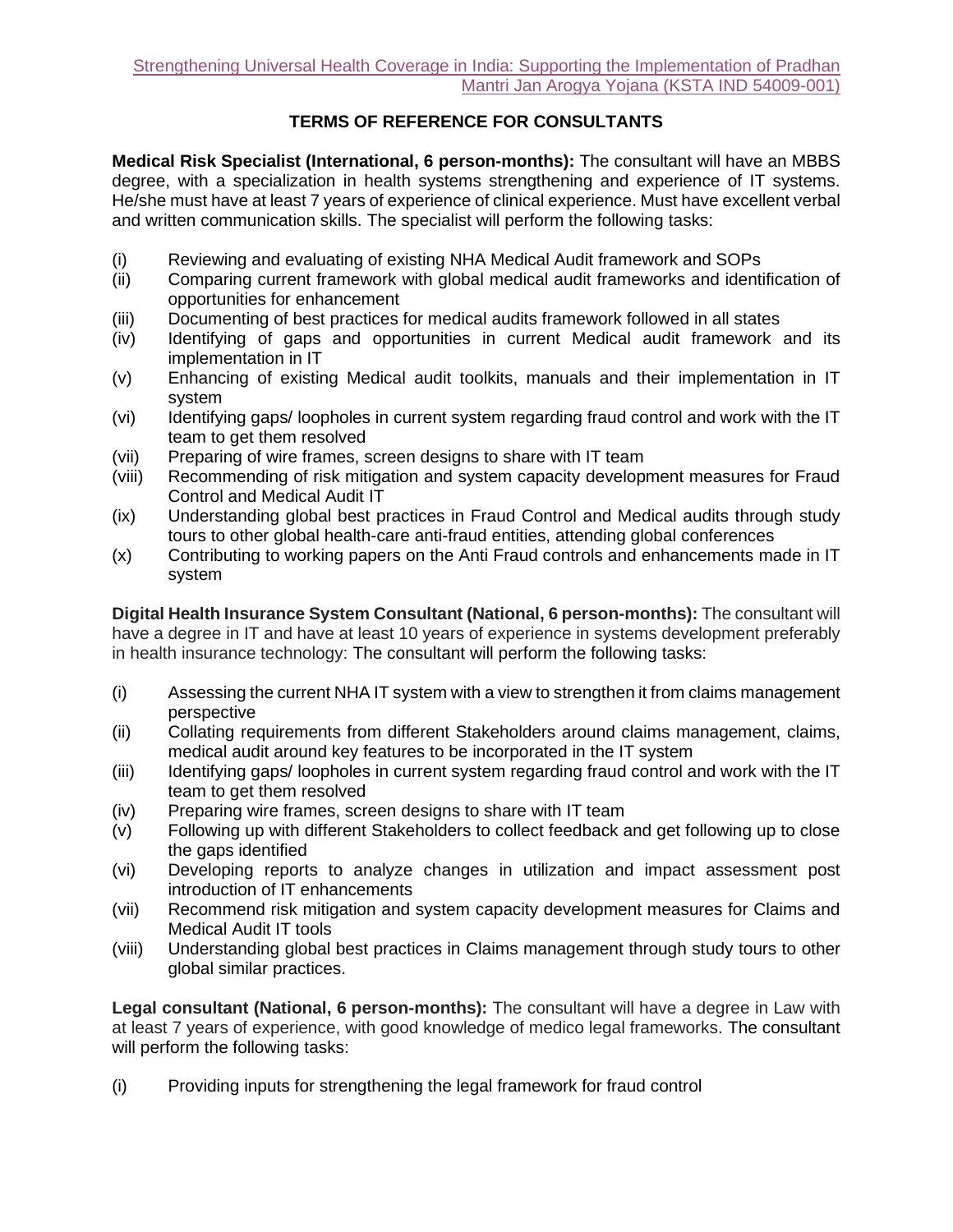Strengthening Universal Health Coverage in India: Supporting the Implementation of Pradhan Mantri Jan Arogya Yojana (KSTA IND 54009-001)

## TERMS OF REFERENCE FOR CONSULTANTS

**Medical Risk Specialist (International, 6 person-months):** The consultant will have an MBBS degree, with a specialization in health systems strengthening and experience of IT systems. He/she must have at least 7 years of experience of clinical experience. Must have excellent verbal and written communication skills. The specialist will perform the following tasks:

- (i) Reviewing and evaluating of existing NHA Medical Audit framework and SOPs
- (ii) Comparing current framework with global medical audit frameworks and identification of opportunities for enhancement
- (iii) Documenting of best practices for medical audits framework followed in all states
- (iv) Identifying of gaps and opportunities in current Medical audit framework and its implementation in IT
- (v) Enhancing of existing Medical audit toolkits, manuals and their implementation in IT system
- (vi) Identifying gaps/ loopholes in current system regarding fraud control and work with the IT team to get them resolved
- (vii) Preparing of wire frames, screen designs to share with IT team
- (viii) Recommending of risk mitigation and system capacity development measures for Fraud Control and Medical Audit IT
- (ix) Understanding global best practices in Fraud Control and Medical audits through study tours to other global health-care anti-fraud entities, attending global conferences
- (x) Contributing to working papers on the Anti Fraud controls and enhancements made in IT system

**Digital Health Insurance System Consultant (National, 6 person-months):** The consultant will have a degree in IT and have at least 10 years of experience in systems development preferably in health insurance technology: The consultant will perform the following tasks:

- (i) Assessing the current NHA IT system with a view to strengthen it from claims management perspective
- (ii) Collating requirements from different Stakeholders around claims management, claims, medical audit around key features to be incorporated in the IT system
- (iii) Identifying gaps/ loopholes in current system regarding fraud control and work with the IT team to get them resolved
- (iv) Preparing wire frames, screen designs to share with IT team
- (v) Following up with different Stakeholders to collect feedback and get following up to close the gaps identified
- (vi) Developing reports to analyze changes in utilization and impact assessment post introduction of IT enhancements
- (vii) Recommend risk mitigation and system capacity development measures for Claims and Medical Audit IT tools
- (viii) Understanding global best practices in Claims management through study tours to other global similar practices.

**Legal consultant (National, 6 person-months):** The consultant will have a degree in Law with at least 7 years of experience, with good knowledge of medico legal frameworks. The consultant will perform the following tasks:

- (i) Providing inputs for strengthening the legal framework for fraud control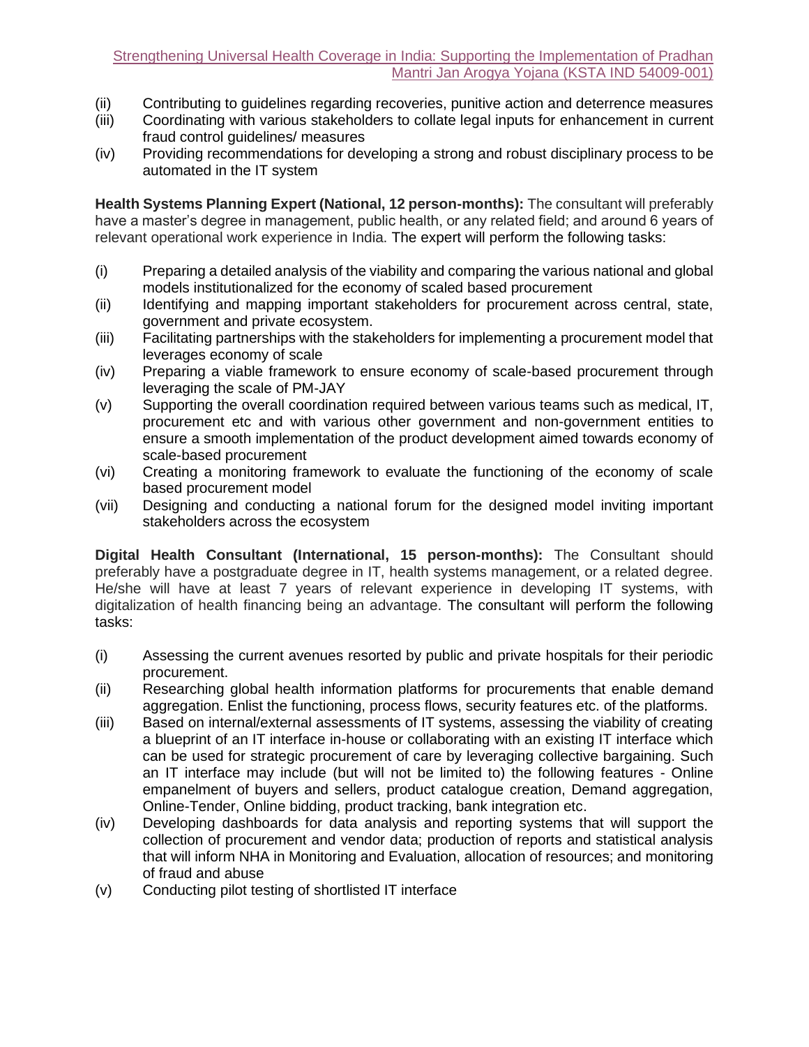(ii) Contributing to guidelines regarding recoveries, punitive action and deterrence measures
(iii) Coordinating with various stakeholders to collate legal inputs for enhancement in current fraud control guidelines/ measures
(iv) Providing recommendations for developing a strong and robust disciplinary process to be automated in the IT system

**Health Systems Planning Expert (National, 12 person-months):** The consultant will preferably have a master's degree in management, public health, or any related field; and around 6 years of relevant operational work experience in India. The expert will perform the following tasks:

(i) Preparing a detailed analysis of the viability and comparing the various national and global models institutionalized for the economy of scaled based procurement
(ii) Identifying and mapping important stakeholders for procurement across central, state, government and private ecosystem.
(iii) Facilitating partnerships with the stakeholders for implementing a procurement model that leverages economy of scale
(iv) Preparing a viable framework to ensure economy of scale-based procurement through leveraging the scale of PM-JAY
(v) Supporting the overall coordination required between various teams such as medical, IT, procurement etc and with various other government and non-government entities to ensure a smooth implementation of the product development aimed towards economy of scale-based procurement
(vi) Creating a monitoring framework to evaluate the functioning of the economy of scale based procurement model
(vii) Designing and conducting a national forum for the designed model inviting important stakeholders across the ecosystem

**Digital Health Consultant (International, 15 person-months):** The Consultant should preferably have a postgraduate degree in IT, health systems management, or a related degree. He/she will have at least 7 years of relevant experience in developing IT systems, with digitalization of health financing being an advantage. The consultant will perform the following tasks:

(i) Assessing the current avenues resorted by public and private hospitals for their periodic procurement.
(ii) Researching global health information platforms for procurements that enable demand aggregation. Enlist the functioning, process flows, security features etc. of the platforms.
(iii) Based on internal/external assessments of IT systems, assessing the viability of creating a blueprint of an IT interface in-house or collaborating with an existing IT interface which can be used for strategic procurement of care by leveraging collective bargaining. Such an IT interface may include (but will not be limited to) the following features - Online empanelment of buyers and sellers, product catalogue creation, Demand aggregation, Online-Tender, Online bidding, product tracking, bank integration etc.
(iv) Developing dashboards for data analysis and reporting systems that will support the collection of procurement and vendor data; production of reports and statistical analysis that will inform NHA in Monitoring and Evaluation, allocation of resources; and monitoring of fraud and abuse
(v) Conducting pilot testing of shortlisted IT interface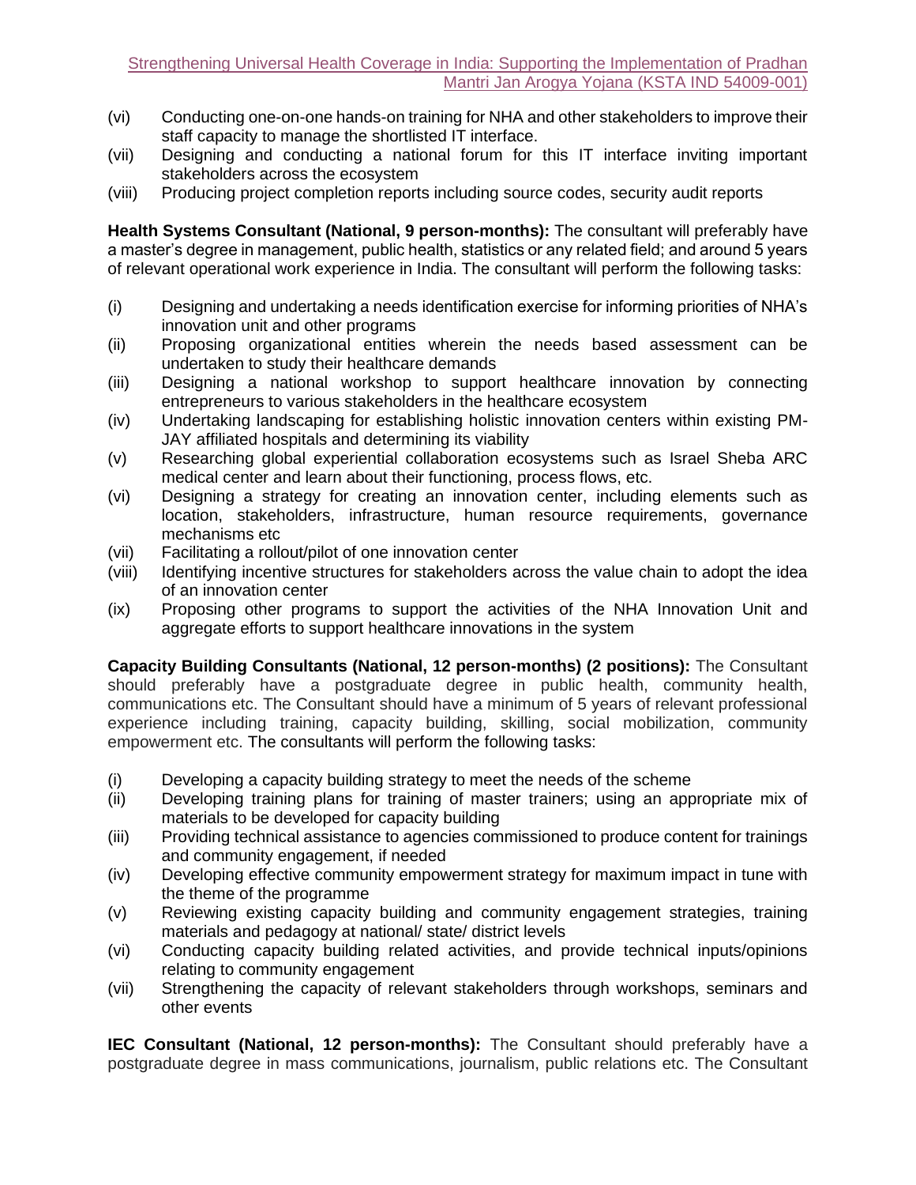(vi) Conducting one-on-one hands-on training for NHA and other stakeholders to improve their staff capacity to manage the shortlisted IT interface.
(vii) Designing and conducting a national forum for this IT interface inviting important stakeholders across the ecosystem
(viii) Producing project completion reports including source codes, security audit reports

**Health Systems Consultant (National, 9 person-months):** The consultant will preferably have a master's degree in management, public health, statistics or any related field; and around 5 years of relevant operational work experience in India. The consultant will perform the following tasks:

(i) Designing and undertaking a needs identification exercise for informing priorities of NHA's innovation unit and other programs
(ii) Proposing organizational entities wherein the needs based assessment can be undertaken to study their healthcare demands
(iii) Designing a national workshop to support healthcare innovation by connecting entrepreneurs to various stakeholders in the healthcare ecosystem
(iv) Undertaking landscaping for establishing holistic innovation centers within existing PM-JAY affiliated hospitals and determining its viability
(v) Researching global experiential collaboration ecosystems such as Israel Sheba ARC medical center and learn about their functioning, process flows, etc.
(vi) Designing a strategy for creating an innovation center, including elements such as location, stakeholders, infrastructure, human resource requirements, governance mechanisms etc
(vii) Facilitating a rollout/pilot of one innovation center
(viii) Identifying incentive structures for stakeholders across the value chain to adopt the idea of an innovation center
(ix) Proposing other programs to support the activities of the NHA Innovation Unit and aggregate efforts to support healthcare innovations in the system

**Capacity Building Consultants (National, 12 person-months) (2 positions):** The Consultant should preferably have a postgraduate degree in public health, community health, communications etc. The Consultant should have a minimum of 5 years of relevant professional experience including training, capacity building, skilling, social mobilization, community empowerment etc. The consultants will perform the following tasks:

(i) Developing a capacity building strategy to meet the needs of the scheme
(ii) Developing training plans for training of master trainers; using an appropriate mix of materials to be developed for capacity building
(iii) Providing technical assistance to agencies commissioned to produce content for trainings and community engagement, if needed
(iv) Developing effective community empowerment strategy for maximum impact in tune with the theme of the programme
(v) Reviewing existing capacity building and community engagement strategies, training materials and pedagogy at national/ state/ district levels
(vi) Conducting capacity building related activities, and provide technical inputs/opinions relating to community engagement
(vii) Strengthening the capacity of relevant stakeholders through workshops, seminars and other events

**IEC Consultant (National, 12 person-months):** The Consultant should preferably have a postgraduate degree in mass communications, journalism, public relations etc. The Consultant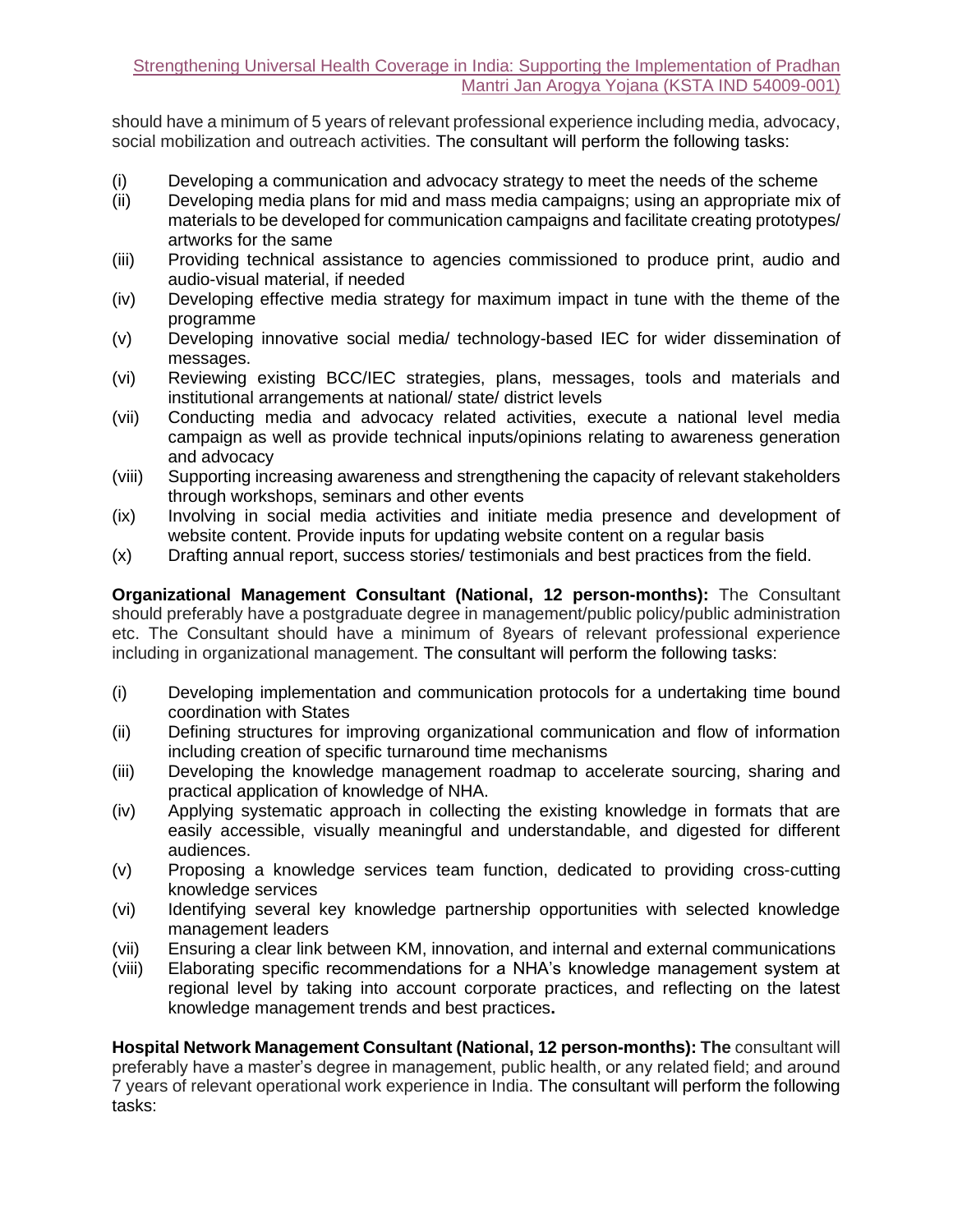should have a minimum of 5 years of relevant professional experience including media, advocacy, social mobilization and outreach activities. The consultant will perform the following tasks:

(i) Developing a communication and advocacy strategy to meet the needs of the scheme
(ii) Developing media plans for mid and mass media campaigns; using an appropriate mix of materials to be developed for communication campaigns and facilitate creating prototypes/ artworks for the same
(iii) Providing technical assistance to agencies commissioned to produce print, audio and audio-visual material, if needed
(iv) Developing effective media strategy for maximum impact in tune with the theme of the programme
(v) Developing innovative social media/ technology-based IEC for wider dissemination of messages.
(vi) Reviewing existing BCC/IEC strategies, plans, messages, tools and materials and institutional arrangements at national/ state/ district levels
(vii) Conducting media and advocacy related activities, execute a national level media campaign as well as provide technical inputs/opinions relating to awareness generation and advocacy
(viii) Supporting increasing awareness and strengthening the capacity of relevant stakeholders through workshops, seminars and other events
(ix) Involving in social media activities and initiate media presence and development of website content. Provide inputs for updating website content on a regular basis
(x) Drafting annual report, success stories/ testimonials and best practices from the field.

**Organizational Management Consultant (National, 12 person-months):** The Consultant should preferably have a postgraduate degree in management/public policy/public administration etc. The Consultant should have a minimum of 8years of relevant professional experience including in organizational management. The consultant will perform the following tasks:

(i) Developing implementation and communication protocols for a undertaking time bound coordination with States
(ii) Defining structures for improving organizational communication and flow of information including creation of specific turnaround time mechanisms
(iii) Developing the knowledge management roadmap to accelerate sourcing, sharing and practical application of knowledge of NHA.
(iv) Applying systematic approach in collecting the existing knowledge in formats that are easily accessible, visually meaningful and understandable, and digested for different audiences.
(v) Proposing a knowledge services team function, dedicated to providing cross-cutting knowledge services
(vi) Identifying several key knowledge partnership opportunities with selected knowledge management leaders
(vii) Ensuring a clear link between KM, innovation, and internal and external communications
(viii) Elaborating specific recommendations for a NHA's knowledge management system at regional level by taking into account corporate practices, and reflecting on the latest knowledge management trends and best practices**.**

**Hospital Network Management Consultant (National, 12 person-months): The** consultant will preferably have a master's degree in management, public health, or any related field; and around 7 years of relevant operational work experience in India. The consultant will perform the following tasks: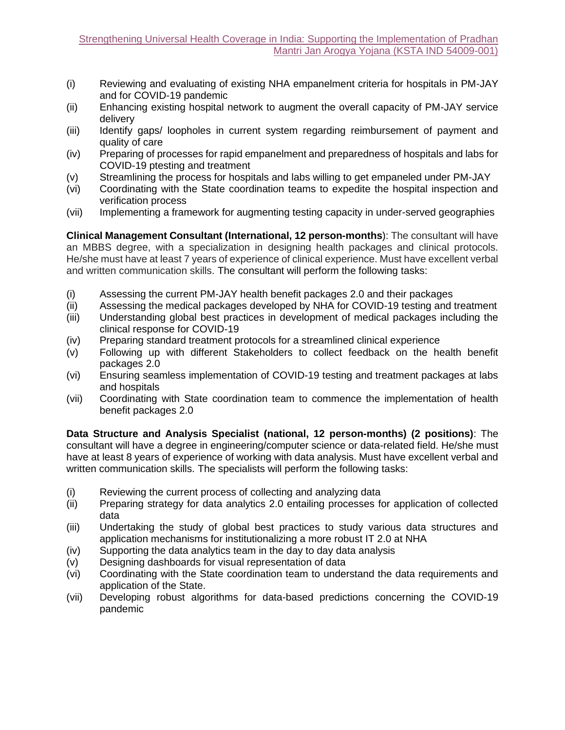(i) Reviewing and evaluating of existing NHA empanelment criteria for hospitals in PM-JAY and for COVID-19 pandemic
(ii) Enhancing existing hospital network to augment the overall capacity of PM-JAY service delivery
(iii) Identify gaps/ loopholes in current system regarding reimbursement of payment and quality of care
(iv) Preparing of processes for rapid empanelment and preparedness of hospitals and labs for COVID-19 ptesting and treatment
(v) Streamlining the process for hospitals and labs willing to get empaneled under PM-JAY
(vi) Coordinating with the State coordination teams to expedite the hospital inspection and verification process
(vii) Implementing a framework for augmenting testing capacity in under-served geographies

**Clinical Management Consultant (International, 12 person-months)**: The consultant will have an MBBS degree, with a specialization in designing health packages and clinical protocols. He/she must have at least 7 years of experience of clinical experience. Must have excellent verbal and written communication skills. The consultant will perform the following tasks:

(i) Assessing the current PM-JAY health benefit packages 2.0 and their packages
(ii) Assessing the medical packages developed by NHA for COVID-19 testing and treatment
(iii) Understanding global best practices in development of medical packages including the clinical response for COVID-19
(iv) Preparing standard treatment protocols for a streamlined clinical experience
(v) Following up with different Stakeholders to collect feedback on the health benefit packages 2.0
(vi) Ensuring seamless implementation of COVID-19 testing and treatment packages at labs and hospitals
(vii) Coordinating with State coordination team to commence the implementation of health benefit packages 2.0

**Data Structure and Analysis Specialist (national, 12 person-months) (2 positions)**: The consultant will have a degree in engineering/computer science or data-related field. He/she must have at least 8 years of experience of working with data analysis. Must have excellent verbal and written communication skills. The specialists will perform the following tasks:

(i) Reviewing the current process of collecting and analyzing data
(ii) Preparing strategy for data analytics 2.0 entailing processes for application of collected data
(iii) Undertaking the study of global best practices to study various data structures and application mechanisms for institutionalizing a more robust IT 2.0 at NHA
(iv) Supporting the data analytics team in the day to day data analysis
(v) Designing dashboards for visual representation of data
(vi) Coordinating with the State coordination team to understand the data requirements and application of the State.
(vii) Developing robust algorithms for data-based predictions concerning the COVID-19 pandemic